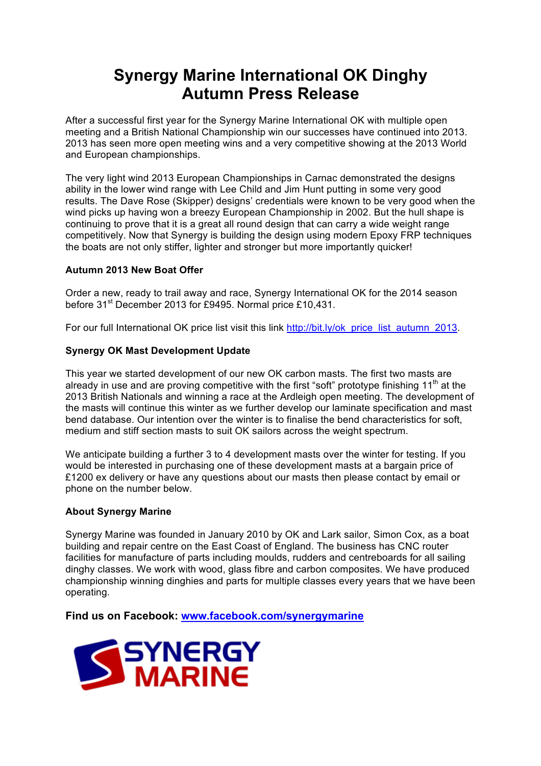# Synergy Marine International OK Dinghy Autumn Press Release

After a successful first year for the Synergy Marine International OK with multiple open meeting and a British National Championship win our successes have continued into 2013. 2013 has seen more open meeting wins and a very competitive showing at the 2013 World and European championships.

The very light wind 2013 European Championships in Carnac demonstrated the designs ability in the lower wind range with Lee Child and Jim Hunt putting in some very good results. The Dave Rose (Skipper) designs' credentials were known to be very good when the wind picks up having won a breezy European Championship in 2002. But the hull shape is continuing to prove that it is a great all round design that can carry a wide weight range competitively. Now that Synergy is building the design using modern Epoxy FRP techniques the boats are not only stiffer, lighter and stronger but more importantly quicker!

**Autumn 2013 New Boat Offer**

Order a new, ready to trail away and race, Synergy International OK for the 2014 season before 31st December 2013 for £9495. Normal price £10,431.

For our full International OK price list visit this link [http://bit.ly/ok_price_list_autumn_2013](http://bit.ly/ok_price_list_autumn_2013).

**Synergy OK Mast Development Update**

This year we started development of our new OK carbon masts. The first two masts are already in use and are proving competitive with the first "soft" prototype finishing 11th at the 2013 British Nationals and winning a race at the Ardleigh open meeting. The development of the masts will continue this winter as we further develop our laminate specification and mast bend database. Our intention over the winter is to finalise the bend characteristics for soft, medium and stiff section masts to suit OK sailors across the weight spectrum.

We anticipate building a further 3 to 4 development masts over the winter for testing. If you would be interested in purchasing one of these development masts at a bargain price of £1200 ex delivery or have any questions about our masts then please contact by email or phone on the number below.

**About Synergy Marine**

Synergy Marine was founded in January 2010 by OK and Lark sailor, Simon Cox, as a boat building and repair centre on the East Coast of England. The business has CNC router facilities for manufacture of parts including moulds, rudders and centreboards for all sailing dinghy classes. We work with wood, glass fibre and carbon composites. We have produced championship winning dinghies and parts for multiple classes every years that we have been operating.

**Find us on Facebook: [www.facebook.com/synergymarine](http://www.facebook.com/synergymarine)**

SYNERGY MARINE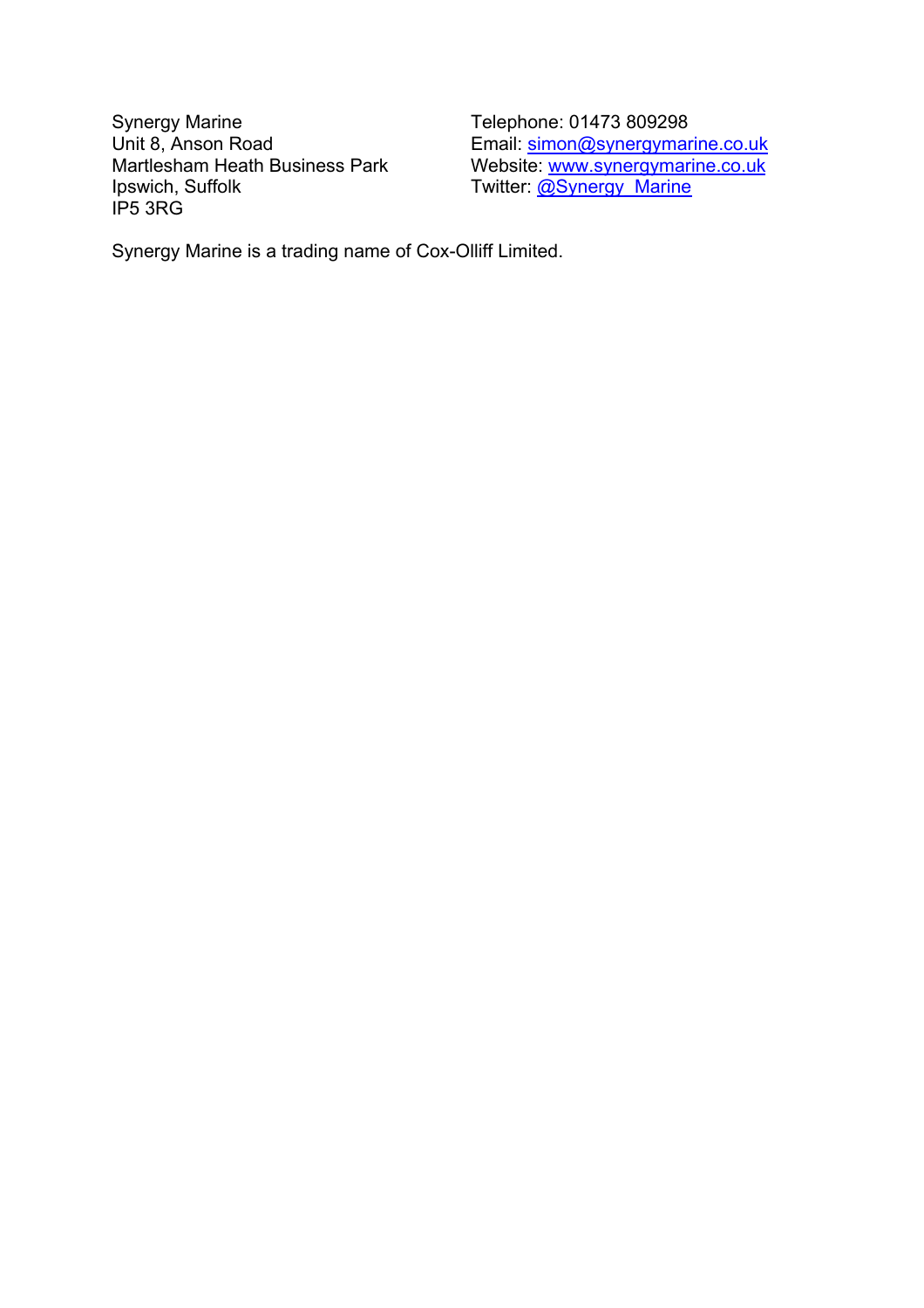Synergy Marine
Unit 8, Anson Road
Martlesham Heath Business Park
Ipswich, Suffolk
IP5 3RG

Telephone: 01473 809298
Email: simon@synergymarine.co.uk
Website: www.synergymarine.co.uk
Twitter: @Synergy_Marine

Synergy Marine is a trading name of Cox-Olliff Limited.